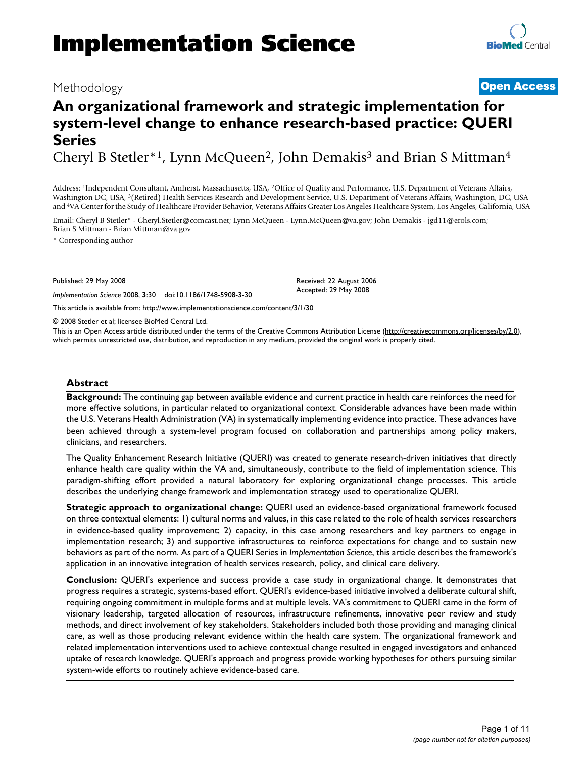# Implementation Science

Methodology

**Open Access**

## An organizational framework and strategic implementation for system-level change to enhance research-based practice: QUERI Series

Cheryl B Stetler*[1], Lynn McQueen[2], John Demakis[3] and Brian S Mittman[4]

Address: [1]Independent Consultant, Amherst, Massachusetts, USA, [2]Office of Quality and Performance, U.S. Department of Veterans Affairs, Washington DC, USA, [3](Retired) Health Services Research and Development Service, U.S. Department of Veterans Affairs, Washington, DC, USA and [4]VA Center for the Study of Healthcare Provider Behavior, Veterans Affairs Greater Los Angeles Healthcare System, Los Angeles, California, USA

Email: Cheryl B Stetler* - Cheryl.Stetler@comcast.net; Lynn McQueen - Lynn.McQueen@va.gov; John Demakis - jgd11@erols.com; Brian S Mittman - Brian.Mittman@va.gov

\* Corresponding author

Published: 29 May 2008

*Implementation Science* 2008, **3**:30 doi:10.1186/1748-5908-3-30

Received: 22 August 2006
Accepted: 29 May 2008

This article is available from: http://www.implementationscience.com/content/3/1/30

© 2008 Stetler et al; licensee BioMed Central Ltd.

This is an Open Access article distributed under the terms of the Creative Commons Attribution License (http://creativecommons.org/licenses/by/2.0), which permits unrestricted use, distribution, and reproduction in any medium, provided the original work is properly cited.

### Abstract

**Background:** The continuing gap between available evidence and current practice in health care reinforces the need for more effective solutions, in particular related to organizational context. Considerable advances have been made within the U.S. Veterans Health Administration (VA) in systematically implementing evidence into practice. These advances have been achieved through a system-level program focused on collaboration and partnerships among policy makers, clinicians, and researchers.

The Quality Enhancement Research Initiative (QUERI) was created to generate research-driven initiatives that directly enhance health care quality within the VA and, simultaneously, contribute to the field of implementation science. This paradigm-shifting effort provided a natural laboratory for exploring organizational change processes. This article describes the underlying change framework and implementation strategy used to operationalize QUERI.

**Strategic approach to organizational change:** QUERI used an evidence-based organizational framework focused on three contextual elements: 1) cultural norms and values, in this case related to the role of health services researchers in evidence-based quality improvement; 2) capacity, in this case among researchers and key partners to engage in implementation research; 3) and supportive infrastructures to reinforce expectations for change and to sustain new behaviors as part of the norm. As part of a QUERI Series in *Implementation Science*, this article describes the framework's application in an innovative integration of health services research, policy, and clinical care delivery.

**Conclusion:** QUERI's experience and success provide a case study in organizational change. It demonstrates that progress requires a strategic, systems-based effort. QUERI's evidence-based initiative involved a deliberate cultural shift, requiring ongoing commitment in multiple forms and at multiple levels. VA's commitment to QUERI came in the form of visionary leadership, targeted allocation of resources, infrastructure refinements, innovative peer review and study methods, and direct involvement of key stakeholders. Stakeholders included both those providing and managing clinical care, as well as those producing relevant evidence within the health care system. The organizational framework and related implementation interventions used to achieve contextual change resulted in engaged investigators and enhanced uptake of research knowledge. QUERI's approach and progress provide working hypotheses for others pursuing similar system-wide efforts to routinely achieve evidence-based care.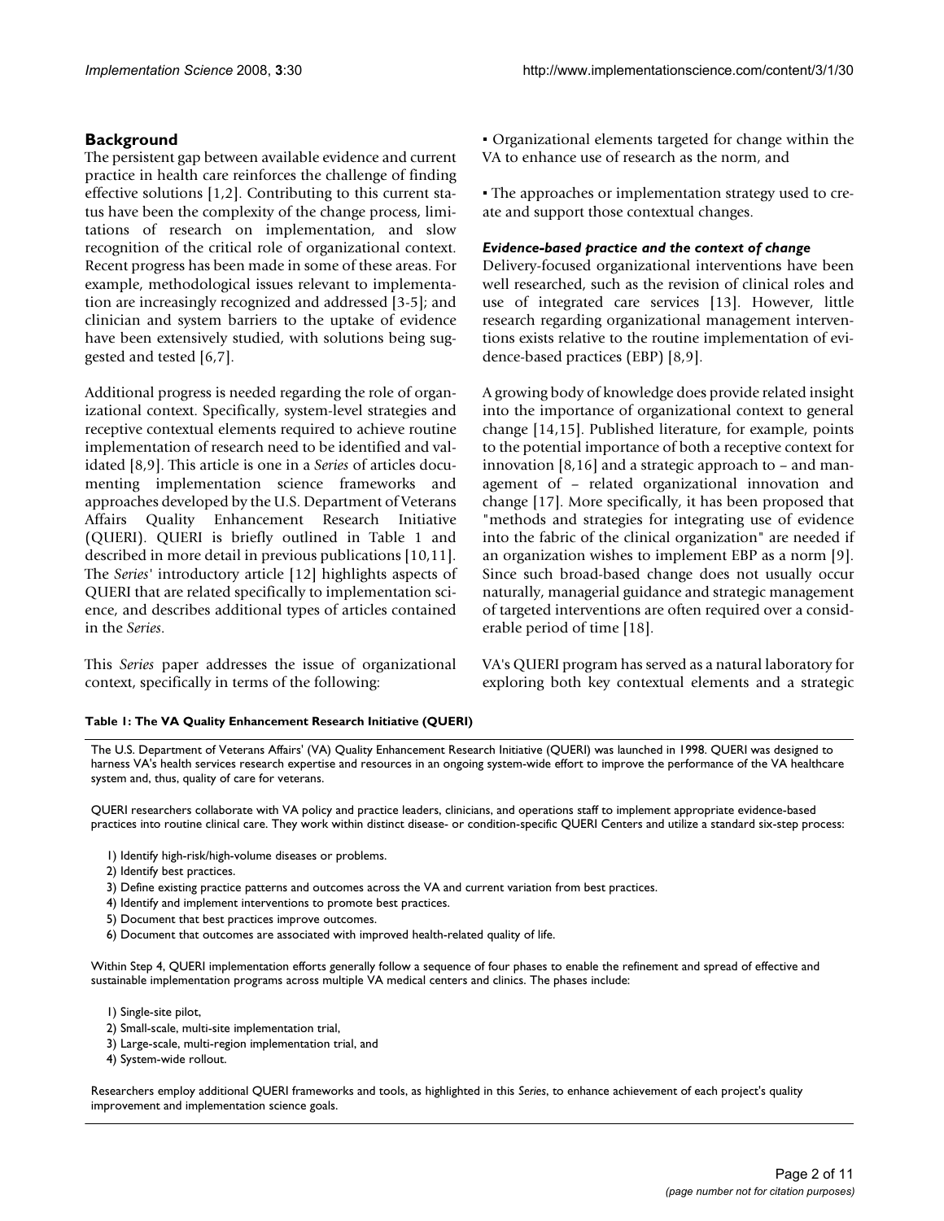## Background

The persistent gap between available evidence and current practice in health care reinforces the challenge of finding effective solutions [1,2]. Contributing to this current status have been the complexity of the change process, limitations of research on implementation, and slow recognition of the critical role of organizational context. Recent progress has been made in some of these areas. For example, methodological issues relevant to implementation are increasingly recognized and addressed [3-5]; and clinician and system barriers to the uptake of evidence have been extensively studied, with solutions being suggested and tested [6,7].

Additional progress is needed regarding the role of organizational context. Specifically, system-level strategies and receptive contextual elements required to achieve routine implementation of research need to be identified and validated [8,9]. This article is one in a *Series* of articles documenting implementation science frameworks and approaches developed by the U.S. Department of Veterans Affairs Quality Enhancement Research Initiative (QUERI). QUERI is briefly outlined in Table 1 and described in more detail in previous publications [10,11]. The *Series'* introductory article [12] highlights aspects of QUERI that are related specifically to implementation science, and describes additional types of articles contained in the *Series*.

This *Series* paper addresses the issue of organizational context, specifically in terms of the following:

- Organizational elements targeted for change within the VA to enhance use of research as the norm, and
- The approaches or implementation strategy used to create and support those contextual changes.

### *Evidence-based practice and the context of change*

Delivery-focused organizational interventions have been well researched, such as the revision of clinical roles and use of integrated care services [13]. However, little research regarding organizational management interventions exists relative to the routine implementation of evidence-based practices (EBP) [8,9].

A growing body of knowledge does provide related insight into the importance of organizational context to general change [14,15]. Published literature, for example, points to the potential importance of both a receptive context for innovation [8,16] and a strategic approach to – and management of – related organizational innovation and change [17]. More specifically, it has been proposed that "methods and strategies for integrating use of evidence into the fabric of the clinical organization" are needed if an organization wishes to implement EBP as a norm [9]. Since such broad-based change does not usually occur naturally, managerial guidance and strategic management of targeted interventions are often required over a considerable period of time [18].

VA's QUERI program has served as a natural laboratory for exploring both key contextual elements and a strategic

**Table 1: The VA Quality Enhancement Research Initiative (QUERI)**

The U.S. Department of Veterans Affairs' (VA) Quality Enhancement Research Initiative (QUERI) was launched in 1998. QUERI was designed to harness VA's health services research expertise and resources in an ongoing system-wide effort to improve the performance of the VA healthcare system and, thus, quality of care for veterans.

QUERI researchers collaborate with VA policy and practice leaders, clinicians, and operations staff to implement appropriate evidence-based practices into routine clinical care. They work within distinct disease- or condition-specific QUERI Centers and utilize a standard six-step process:

1) Identify high-risk/high-volume diseases or problems.
2) Identify best practices.
3) Define existing practice patterns and outcomes across the VA and current variation from best practices.
4) Identify and implement interventions to promote best practices.
5) Document that best practices improve outcomes.
6) Document that outcomes are associated with improved health-related quality of life.

Within Step 4, QUERI implementation efforts generally follow a sequence of four phases to enable the refinement and spread of effective and sustainable implementation programs across multiple VA medical centers and clinics. The phases include:

1) Single-site pilot,
2) Small-scale, multi-site implementation trial,
3) Large-scale, multi-region implementation trial, and
4) System-wide rollout.

Researchers employ additional QUERI frameworks and tools, as highlighted in this *Series*, to enhance achievement of each project's quality improvement and implementation science goals.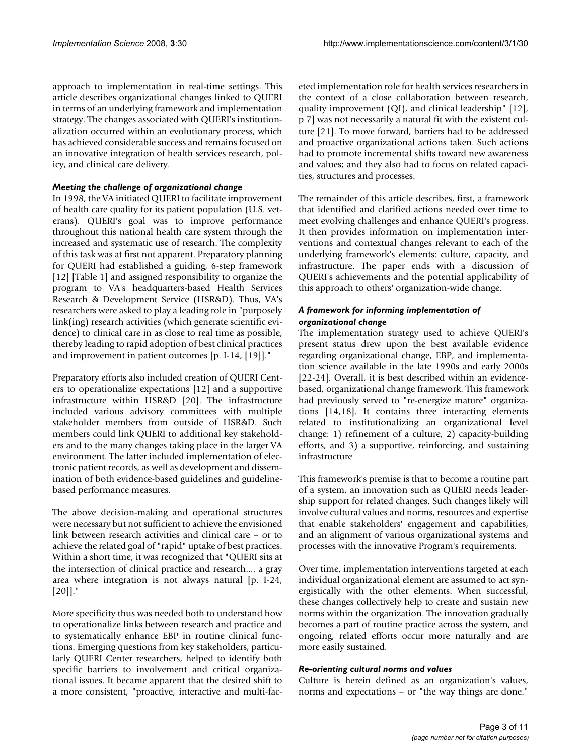approach to implementation in real-time settings. This article describes organizational changes linked to QUERI in terms of an underlying framework and implementation strategy. The changes associated with QUERI's institutionalization occurred within an evolutionary process, which has achieved considerable success and remains focused on an innovative integration of health services research, policy, and clinical care delivery.

### *Meeting the challenge of organizational change*

In 1998, the VA initiated QUERI to facilitate improvement of health care quality for its patient population (U.S. veterans). QUERI's goal was to improve performance throughout this national health care system through the increased and systematic use of research. The complexity of this task was at first not apparent. Preparatory planning for QUERI had established a guiding, 6-step framework [12] [Table 1] and assigned responsibility to organize the program to VA's headquarters-based Health Services Research & Development Service (HSR&D). Thus, VA's researchers were asked to play a leading role in "purposely link(ing) research activities (which generate scientific evidence) to clinical care in as close to real time as possible, thereby leading to rapid adoption of best clinical practices and improvement in patient outcomes [p. I-14, [19]]."

Preparatory efforts also included creation of QUERI Centers to operationalize expectations [12] and a supportive infrastructure within HSR&D [20]. The infrastructure included various advisory committees with multiple stakeholder members from outside of HSR&D. Such members could link QUERI to additional key stakeholders and to the many changes taking place in the larger VA environment. The latter included implementation of electronic patient records, as well as development and dissemination of both evidence-based guidelines and guideline-based performance measures.

The above decision-making and operational structures were necessary but not sufficient to achieve the envisioned link between research activities and clinical care – or to achieve the related goal of "rapid" uptake of best practices. Within a short time, it was recognized that "QUERI sits at the intersection of clinical practice and research.... a gray area where integration is not always natural [p. I-24, [20]]."

More specificity thus was needed both to understand how to operationalize links between research and practice and to systematically enhance EBP in routine clinical functions. Emerging questions from key stakeholders, particularly QUERI Center researchers, helped to identify both specific barriers to involvement and critical organizational issues. It became apparent that the desired shift to a more consistent, "proactive, interactive and multi-faceted implementation role for health services researchers in the context of a close collaboration between research, quality improvement (QI), and clinical leadership" [12], p 7] was not necessarily a natural fit with the existent culture [21]. To move forward, barriers had to be addressed and proactive organizational actions taken. Such actions had to promote incremental shifts toward new awareness and values; and they also had to focus on related capacities, structures and processes.

The remainder of this article describes, first, a framework that identified and clarified actions needed over time to meet evolving challenges and enhance QUERI's progress. It then provides information on implementation interventions and contextual changes relevant to each of the underlying framework's elements: culture, capacity, and infrastructure. The paper ends with a discussion of QUERI's achievements and the potential applicability of this approach to others' organization-wide change.

### *A framework for informing implementation of organizational change*

The implementation strategy used to achieve QUERI's present status drew upon the best available evidence regarding organizational change, EBP, and implementation science available in the late 1990s and early 2000s [22-24]. Overall, it is best described within an evidence-based, organizational change framework. This framework had previously served to "re-energize mature" organizations [14,18]. It contains three interacting elements related to institutionalizing an organizational level change: 1) refinement of a culture, 2) capacity-building efforts, and 3) a supportive, reinforcing, and sustaining infrastructure

This framework's premise is that to become a routine part of a system, an innovation such as QUERI needs leadership support for related changes. Such changes likely will involve cultural values and norms, resources and expertise that enable stakeholders' engagement and capabilities, and an alignment of various organizational systems and processes with the innovative Program's requirements.

Over time, implementation interventions targeted at each individual organizational element are assumed to act synergistically with the other elements. When successful, these changes collectively help to create and sustain new norms within the organization. The innovation gradually becomes a part of routine practice across the system, and ongoing, related efforts occur more naturally and are more easily sustained.

### *Re-orienting cultural norms and values*

Culture is herein defined as an organization's values, norms and expectations – or "the way things are done."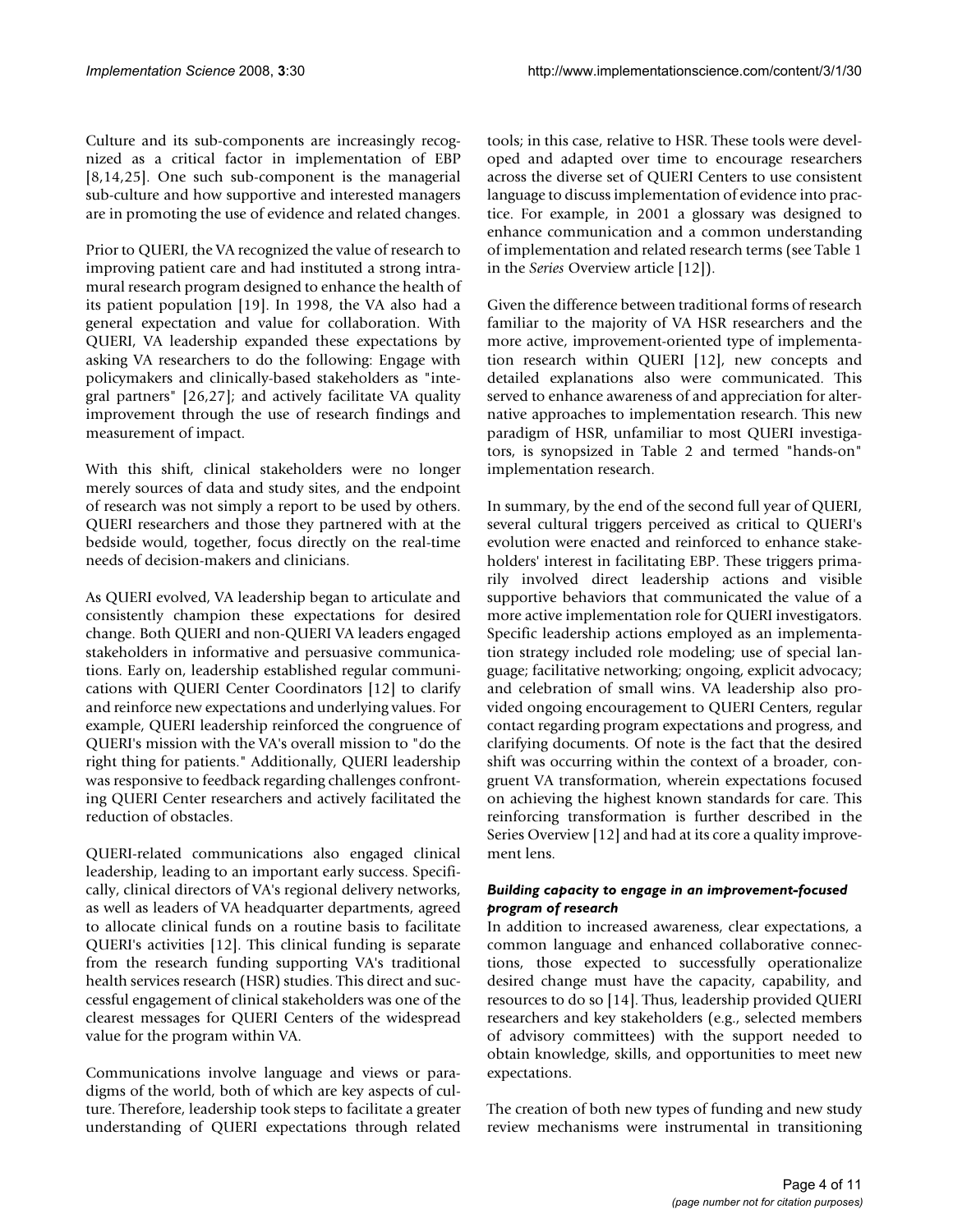Culture and its sub-components are increasingly recognized as a critical factor in implementation of EBP [8,14,25]. One such sub-component is the managerial sub-culture and how supportive and interested managers are in promoting the use of evidence and related changes.

Prior to QUERI, the VA recognized the value of research to improving patient care and had instituted a strong intramural research program designed to enhance the health of its patient population [19]. In 1998, the VA also had a general expectation and value for collaboration. With QUERI, VA leadership expanded these expectations by asking VA researchers to do the following: Engage with policymakers and clinically-based stakeholders as "integral partners" [26,27]; and actively facilitate VA quality improvement through the use of research findings and measurement of impact.

With this shift, clinical stakeholders were no longer merely sources of data and study sites, and the endpoint of research was not simply a report to be used by others. QUERI researchers and those they partnered with at the bedside would, together, focus directly on the real-time needs of decision-makers and clinicians.

As QUERI evolved, VA leadership began to articulate and consistently champion these expectations for desired change. Both QUERI and non-QUERI VA leaders engaged stakeholders in informative and persuasive communications. Early on, leadership established regular communications with QUERI Center Coordinators [12] to clarify and reinforce new expectations and underlying values. For example, QUERI leadership reinforced the congruence of QUERI's mission with the VA's overall mission to "do the right thing for patients." Additionally, QUERI leadership was responsive to feedback regarding challenges confronting QUERI Center researchers and actively facilitated the reduction of obstacles.

QUERI-related communications also engaged clinical leadership, leading to an important early success. Specifically, clinical directors of VA's regional delivery networks, as well as leaders of VA headquarter departments, agreed to allocate clinical funds on a routine basis to facilitate QUERI's activities [12]. This clinical funding is separate from the research funding supporting VA's traditional health services research (HSR) studies. This direct and successful engagement of clinical stakeholders was one of the clearest messages for QUERI Centers of the widespread value for the program within VA.

Communications involve language and views or paradigms of the world, both of which are key aspects of culture. Therefore, leadership took steps to facilitate a greater understanding of QUERI expectations through related tools; in this case, relative to HSR. These tools were developed and adapted over time to encourage researchers across the diverse set of QUERI Centers to use consistent language to discuss implementation of evidence into practice. For example, in 2001 a glossary was designed to enhance communication and a common understanding of implementation and related research terms (see Table 1 in the *Series* Overview article [12]).

Given the difference between traditional forms of research familiar to the majority of VA HSR researchers and the more active, improvement-oriented type of implementation research within QUERI [12], new concepts and detailed explanations also were communicated. This served to enhance awareness of and appreciation for alternative approaches to implementation research. This new paradigm of HSR, unfamiliar to most QUERI investigators, is synopsized in Table 2 and termed "hands-on" implementation research.

In summary, by the end of the second full year of QUERI, several cultural triggers perceived as critical to QUERI's evolution were enacted and reinforced to enhance stakeholders' interest in facilitating EBP. These triggers primarily involved direct leadership actions and visible supportive behaviors that communicated the value of a more active implementation role for QUERI investigators. Specific leadership actions employed as an implementation strategy included role modeling; use of special language; facilitative networking; ongoing, explicit advocacy; and celebration of small wins. VA leadership also provided ongoing encouragement to QUERI Centers, regular contact regarding program expectations and progress, and clarifying documents. Of note is the fact that the desired shift was occurring within the context of a broader, congruent VA transformation, wherein expectations focused on achieving the highest known standards for care. This reinforcing transformation is further described in the Series Overview [12] and had at its core a quality improvement lens.

#### *Building capacity to engage in an improvement-focused program of research*

In addition to increased awareness, clear expectations, a common language and enhanced collaborative connections, those expected to successfully operationalize desired change must have the capacity, capability, and resources to do so [14]. Thus, leadership provided QUERI researchers and key stakeholders (e.g., selected members of advisory committees) with the support needed to obtain knowledge, skills, and opportunities to meet new expectations.

The creation of both new types of funding and new study review mechanisms were instrumental in transitioning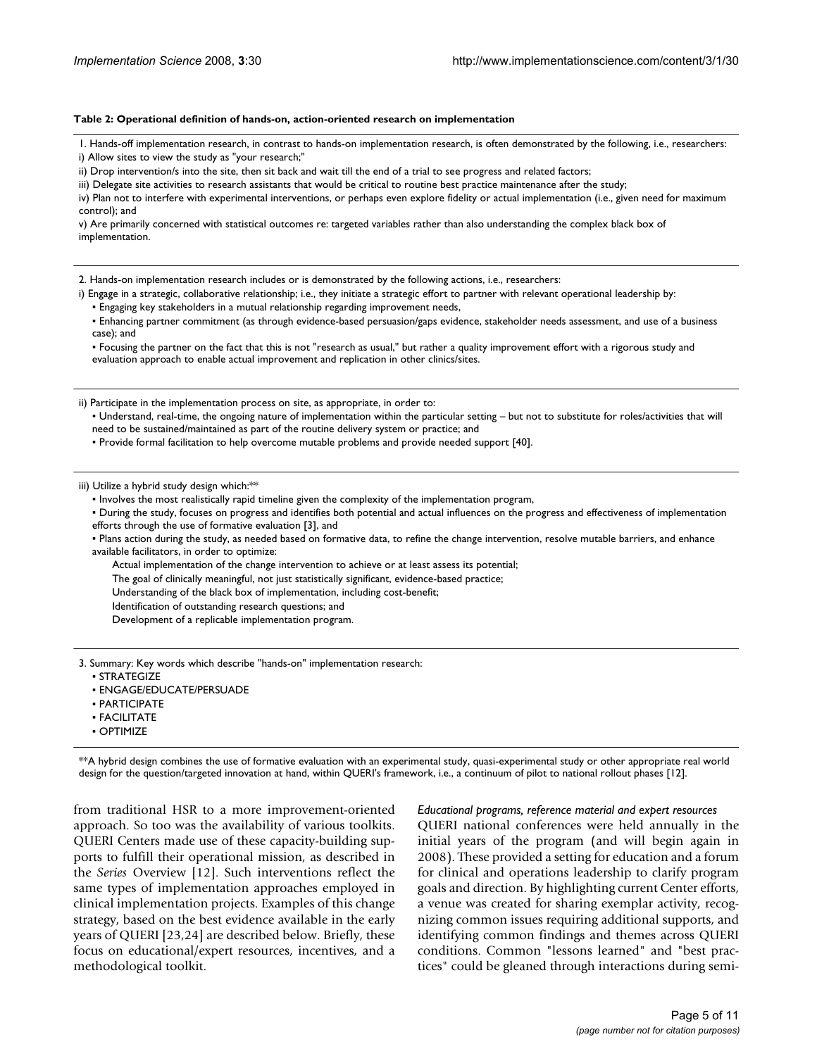**Table 2: Operational definition of hands-on, action-oriented research on implementation**

1. Hands-off implementation research, in contrast to hands-on implementation research, is often demonstrated by the following, i.e., researchers:

i) Allow sites to view the study as "your research;"

ii) Drop intervention/s into the site, then sit back and wait till the end of a trial to see progress and related factors;

iii) Delegate site activities to research assistants that would be critical to routine best practice maintenance after the study;

iv) Plan not to interfere with experimental interventions, or perhaps even explore fidelity or actual implementation (i.e., given need for maximum control); and

v) Are primarily concerned with statistical outcomes re: targeted variables rather than also understanding the complex black box of implementation.

---

2. Hands-on implementation research includes or is demonstrated by the following actions, i.e., researchers:

i) Engage in a strategic, collaborative relationship; i.e., they initiate a strategic effort to partner with relevant operational leadership by:

- Engaging key stakeholders in a mutual relationship regarding improvement needs,
- Enhancing partner commitment (as through evidence-based persuasion/gaps evidence, stakeholder needs assessment, and use of a business case); and
- Focusing the partner on the fact that this is not "research as usual," but rather a quality improvement effort with a rigorous study and evaluation approach to enable actual improvement and replication in other clinics/sites.

---

ii) Participate in the implementation process on site, as appropriate, in order to:

- Understand, real-time, the ongoing nature of implementation within the particular setting – but not to substitute for roles/activities that will need to be sustained/maintained as part of the routine delivery system or practice; and
- Provide formal facilitation to help overcome mutable problems and provide needed support [40].

---

iii) Utilize a hybrid study design which:**

- Involves the most realistically rapid timeline given the complexity of the implementation program,
- During the study, focuses on progress and identifies both potential and actual influences on the progress and effectiveness of implementation efforts through the use of formative evaluation [3], and
- Plans action during the study, as needed based on formative data, to refine the change intervention, resolve mutable barriers, and enhance available facilitators, in order to optimize:
  - Actual implementation of the change intervention to achieve or at least assess its potential;
  - The goal of clinically meaningful, not just statistically significant, evidence-based practice;
  - Understanding of the black box of implementation, including cost-benefit;
  - Identification of outstanding research questions; and
  - Development of a replicable implementation program.

---

3. Summary: Key words which describe "hands-on" implementation research:

- STRATEGIZE
- ENGAGE/EDUCATE/PERSUADE
- PARTICIPATE
- FACILITATE
- OPTIMIZE

---

**A hybrid design combines the use of formative evaluation with an experimental study, quasi-experimental study or other appropriate real world design for the question/targeted innovation at hand, within QUERI's framework, i.e., a continuum of pilot to national rollout phases [12].

from traditional HSR to a more improvement-oriented approach. So too was the availability of various toolkits. QUERI Centers made use of these capacity-building supports to fulfill their operational mission, as described in the *Series* Overview [12]. Such interventions reflect the same types of implementation approaches employed in clinical implementation projects. Examples of this change strategy, based on the best evidence available in the early years of QUERI [23,24] are described below. Briefly, these focus on educational/expert resources, incentives, and a methodological toolkit.

*Educational programs, reference material and expert resources*

QUERI national conferences were held annually in the initial years of the program (and will begin again in 2008). These provided a setting for education and a forum for clinical and operations leadership to clarify program goals and direction. By highlighting current Center efforts, a venue was created for sharing exemplar activity, recognizing common issues requiring additional supports, and identifying common findings and themes across QUERI conditions. Common "lessons learned" and "best practices" could be gleaned through interactions during semi-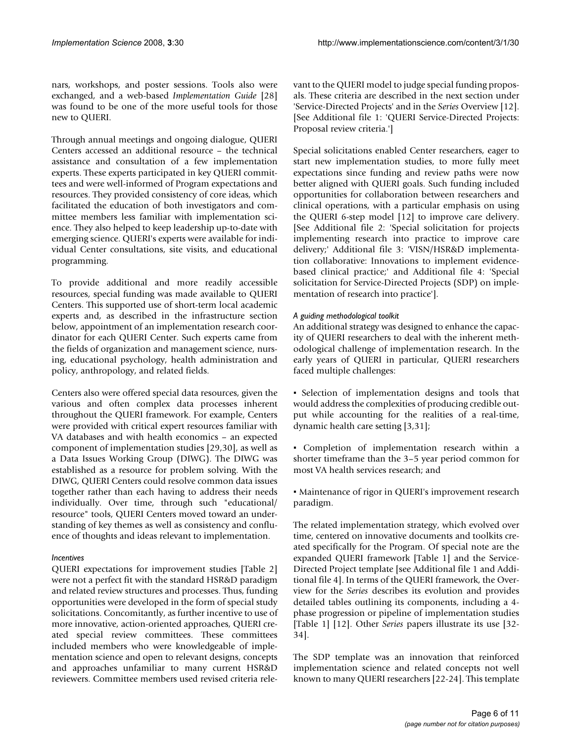nars, workshops, and poster sessions. Tools also were exchanged, and a web-based *Implementation Guide* [28] was found to be one of the more useful tools for those new to QUERI.

Through annual meetings and ongoing dialogue, QUERI Centers accessed an additional resource – the technical assistance and consultation of a few implementation experts. These experts participated in key QUERI committees and were well-informed of Program expectations and resources. They provided consistency of core ideas, which facilitated the education of both investigators and committee members less familiar with implementation science. They also helped to keep leadership up-to-date with emerging science. QUERI's experts were available for individual Center consultations, site visits, and educational programming.

To provide additional and more readily accessible resources, special funding was made available to QUERI Centers. This supported use of short-term local academic experts and, as described in the infrastructure section below, appointment of an implementation research coordinator for each QUERI Center. Such experts came from the fields of organization and management science, nursing, educational psychology, health administration and policy, anthropology, and related fields.

Centers also were offered special data resources, given the various and often complex data processes inherent throughout the QUERI framework. For example, Centers were provided with critical expert resources familiar with VA databases and with health economics – an expected component of implementation studies [29,30], as well as a Data Issues Working Group (DIWG). The DIWG was established as a resource for problem solving. With the DIWG, QUERI Centers could resolve common data issues together rather than each having to address their needs individually. Over time, through such "educational/resource" tools, QUERI Centers moved toward an understanding of key themes as well as consistency and confluence of thoughts and ideas relevant to implementation.

*Incentives*

QUERI expectations for improvement studies [Table 2] were not a perfect fit with the standard HSR&D paradigm and related review structures and processes. Thus, funding opportunities were developed in the form of special study solicitations. Concomitantly, as further incentive to use of more innovative, action-oriented approaches, QUERI created special review committees. These committees included members who were knowledgeable of implementation science and open to relevant designs, concepts and approaches unfamiliar to many current HSR&D reviewers. Committee members used revised criteria relevant to the QUERI model to judge special funding proposals. These criteria are described in the next section under 'Service-Directed Projects' and in the *Series* Overview [12]. [See Additional file 1: 'QUERI Service-Directed Projects: Proposal review criteria.']

Special solicitations enabled Center researchers, eager to start new implementation studies, to more fully meet expectations since funding and review paths were now better aligned with QUERI goals. Such funding included opportunities for collaboration between researchers and clinical operations, with a particular emphasis on using the QUERI 6-step model [12] to improve care delivery. [See Additional file 2: 'Special solicitation for projects implementing research into practice to improve care delivery;' Additional file 3: 'VISN/HSR&D implementation collaborative: Innovations to implement evidence-based clinical practice;' and Additional file 4: 'Special solicitation for Service-Directed Projects (SDP) on implementation of research into practice'].

*A guiding methodological toolkit*

An additional strategy was designed to enhance the capacity of QUERI researchers to deal with the inherent methodological challenge of implementation research. In the early years of QUERI in particular, QUERI researchers faced multiple challenges:

- Selection of implementation designs and tools that would address the complexities of producing credible output while accounting for the realities of a real-time, dynamic health care setting [3,31];

- Completion of implementation research within a shorter timeframe than the 3–5 year period common for most VA health services research; and

- Maintenance of rigor in QUERI's improvement research paradigm.

The related implementation strategy, which evolved over time, centered on innovative documents and toolkits created specifically for the Program. Of special note are the expanded QUERI framework [Table 1] and the Service-Directed Project template [see Additional file 1 and Additional file 4]. In terms of the QUERI framework, the Overview for the *Series* describes its evolution and provides detailed tables outlining its components, including a 4-phase progression or pipeline of implementation studies [Table 1] [12]. Other *Series* papers illustrate its use [32-34].

The SDP template was an innovation that reinforced implementation science and related concepts not well known to many QUERI researchers [22-24]. This template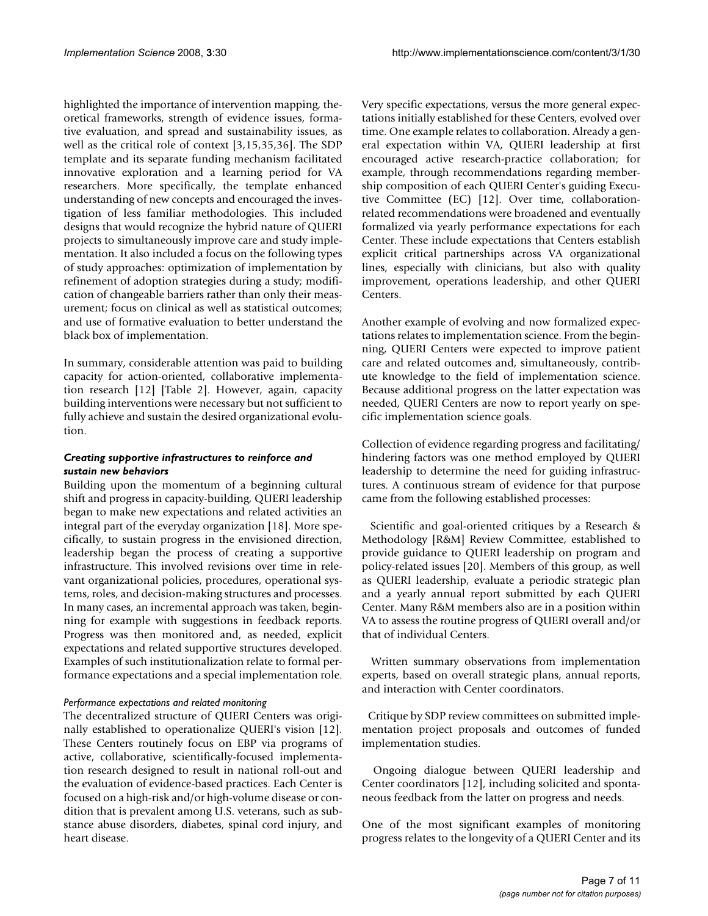highlighted the importance of intervention mapping, theoretical frameworks, strength of evidence issues, formative evaluation, and spread and sustainability issues, as well as the critical role of context [3,15,35,36]. The SDP template and its separate funding mechanism facilitated innovative exploration and a learning period for VA researchers. More specifically, the template enhanced understanding of new concepts and encouraged the investigation of less familiar methodologies. This included designs that would recognize the hybrid nature of QUERI projects to simultaneously improve care and study implementation. It also included a focus on the following types of study approaches: optimization of implementation by refinement of adoption strategies during a study; modification of changeable barriers rather than only their measurement; focus on clinical as well as statistical outcomes; and use of formative evaluation to better understand the black box of implementation.

In summary, considerable attention was paid to building capacity for action-oriented, collaborative implementation research [12] [Table 2]. However, again, capacity building interventions were necessary but not sufficient to fully achieve and sustain the desired organizational evolution.

### *Creating supportive infrastructures to reinforce and sustain new behaviors*

Building upon the momentum of a beginning cultural shift and progress in capacity-building, QUERI leadership began to make new expectations and related activities an integral part of the everyday organization [18]. More specifically, to sustain progress in the envisioned direction, leadership began the process of creating a supportive infrastructure. This involved revisions over time in relevant organizational policies, procedures, operational systems, roles, and decision-making structures and processes. In many cases, an incremental approach was taken, beginning for example with suggestions in feedback reports. Progress was then monitored and, as needed, explicit expectations and related supportive structures developed. Examples of such institutionalization relate to formal performance expectations and a special implementation role.

#### *Performance expectations and related monitoring*

The decentralized structure of QUERI Centers was originally established to operationalize QUERI's vision [12]. These Centers routinely focus on EBP via programs of active, collaborative, scientifically-focused implementation research designed to result in national roll-out and the evaluation of evidence-based practices. Each Center is focused on a high-risk and/or high-volume disease or condition that is prevalent among U.S. veterans, such as substance abuse disorders, diabetes, spinal cord injury, and heart disease.

Very specific expectations, versus the more general expectations initially established for these Centers, evolved over time. One example relates to collaboration. Already a general expectation within VA, QUERI leadership at first encouraged active research-practice collaboration; for example, through recommendations regarding membership composition of each QUERI Center's guiding Executive Committee (EC) [12]. Over time, collaboration-related recommendations were broadened and eventually formalized via yearly performance expectations for each Center. These include expectations that Centers establish explicit critical partnerships across VA organizational lines, especially with clinicians, but also with quality improvement, operations leadership, and other QUERI Centers.

Another example of evolving and now formalized expectations relates to implementation science. From the beginning, QUERI Centers were expected to improve patient care and related outcomes and, simultaneously, contribute knowledge to the field of implementation science. Because additional progress on the latter expectation was needed, QUERI Centers are now to report yearly on specific implementation science goals.

Collection of evidence regarding progress and facilitating/hindering factors was one method employed by QUERI leadership to determine the need for guiding infrastructures. A continuous stream of evidence for that purpose came from the following established processes:

Scientific and goal-oriented critiques by a Research & Methodology [R&M] Review Committee, established to provide guidance to QUERI leadership on program and policy-related issues [20]. Members of this group, as well as QUERI leadership, evaluate a periodic strategic plan and a yearly annual report submitted by each QUERI Center. Many R&M members also are in a position within VA to assess the routine progress of QUERI overall and/or that of individual Centers.

Written summary observations from implementation experts, based on overall strategic plans, annual reports, and interaction with Center coordinators.

Critique by SDP review committees on submitted implementation project proposals and outcomes of funded implementation studies.

Ongoing dialogue between QUERI leadership and Center coordinators [12], including solicited and spontaneous feedback from the latter on progress and needs.

One of the most significant examples of monitoring progress relates to the longevity of a QUERI Center and its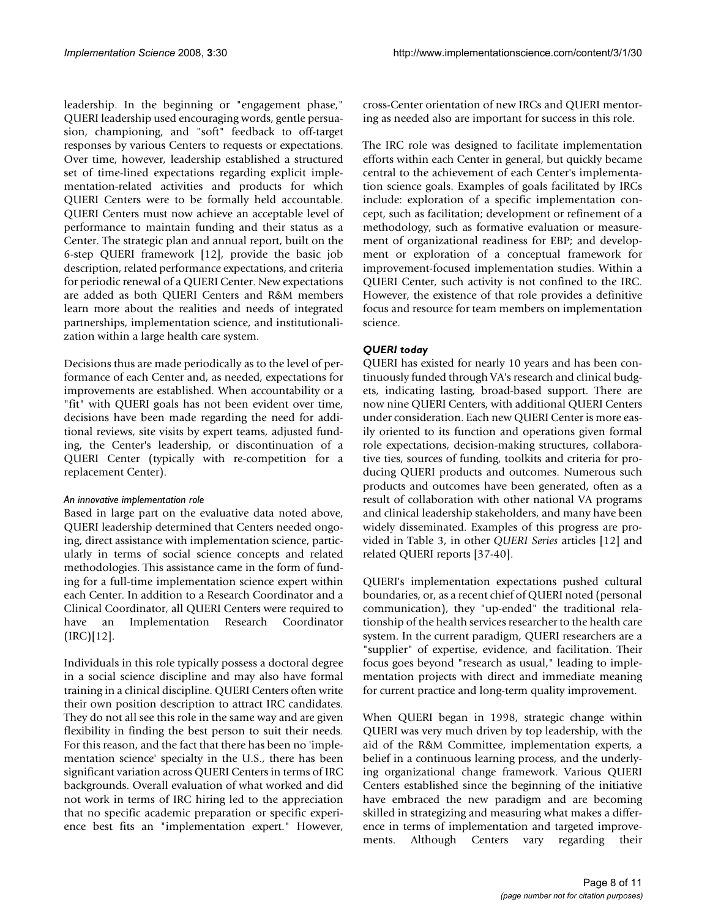leadership. In the beginning or "engagement phase," QUERI leadership used encouraging words, gentle persuasion, championing, and "soft" feedback to off-target responses by various Centers to requests or expectations. Over time, however, leadership established a structured set of time-lined expectations regarding explicit implementation-related activities and products for which QUERI Centers were to be formally held accountable. QUERI Centers must now achieve an acceptable level of performance to maintain funding and their status as a Center. The strategic plan and annual report, built on the 6-step QUERI framework [12], provide the basic job description, related performance expectations, and criteria for periodic renewal of a QUERI Center. New expectations are added as both QUERI Centers and R&M members learn more about the realities and needs of integrated partnerships, implementation science, and institutionalization within a large health care system.

Decisions thus are made periodically as to the level of performance of each Center and, as needed, expectations for improvements are established. When accountability or a "fit" with QUERI goals has not been evident over time, decisions have been made regarding the need for additional reviews, site visits by expert teams, adjusted funding, the Center's leadership, or discontinuation of a QUERI Center (typically with re-competition for a replacement Center).

#### *An innovative implementation role*

Based in large part on the evaluative data noted above, QUERI leadership determined that Centers needed ongoing, direct assistance with implementation science, particularly in terms of social science concepts and related methodologies. This assistance came in the form of funding for a full-time implementation science expert within each Center. In addition to a Research Coordinator and a Clinical Coordinator, all QUERI Centers were required to have an Implementation Research Coordinator (IRC)[12].

Individuals in this role typically possess a doctoral degree in a social science discipline and may also have formal training in a clinical discipline. QUERI Centers often write their own position description to attract IRC candidates. They do not all see this role in the same way and are given flexibility in finding the best person to suit their needs. For this reason, and the fact that there has been no 'implementation science' specialty in the U.S., there has been significant variation across QUERI Centers in terms of IRC backgrounds. Overall evaluation of what worked and did not work in terms of IRC hiring led to the appreciation that no specific academic preparation or specific experience best fits an "implementation expert." However, cross-Center orientation of new IRCs and QUERI mentoring as needed also are important for success in this role.

The IRC role was designed to facilitate implementation efforts within each Center in general, but quickly became central to the achievement of each Center's implementation science goals. Examples of goals facilitated by IRCs include: exploration of a specific implementation concept, such as facilitation; development or refinement of a methodology, such as formative evaluation or measurement of organizational readiness for EBP; and development or exploration of a conceptual framework for improvement-focused implementation studies. Within a QUERI Center, such activity is not confined to the IRC. However, the existence of that role provides a definitive focus and resource for team members on implementation science.

### *QUERI today*

QUERI has existed for nearly 10 years and has been continuously funded through VA's research and clinical budgets, indicating lasting, broad-based support. There are now nine QUERI Centers, with additional QUERI Centers under consideration. Each new QUERI Center is more easily oriented to its function and operations given formal role expectations, decision-making structures, collaborative ties, sources of funding, toolkits and criteria for producing QUERI products and outcomes. Numerous such products and outcomes have been generated, often as a result of collaboration with other national VA programs and clinical leadership stakeholders, and many have been widely disseminated. Examples of this progress are provided in Table 3, in other *QUERI Series* articles [12] and related QUERI reports [37-40].

QUERI's implementation expectations pushed cultural boundaries, or, as a recent chief of QUERI noted (personal communication), they "up-ended" the traditional relationship of the health services researcher to the health care system. In the current paradigm, QUERI researchers are a "supplier" of expertise, evidence, and facilitation. Their focus goes beyond "research as usual," leading to implementation projects with direct and immediate meaning for current practice and long-term quality improvement.

When QUERI began in 1998, strategic change within QUERI was very much driven by top leadership, with the aid of the R&M Committee, implementation experts, a belief in a continuous learning process, and the underlying organizational change framework. Various QUERI Centers established since the beginning of the initiative have embraced the new paradigm and are becoming skilled in strategizing and measuring what makes a difference in terms of implementation and targeted improvements. Although Centers vary regarding their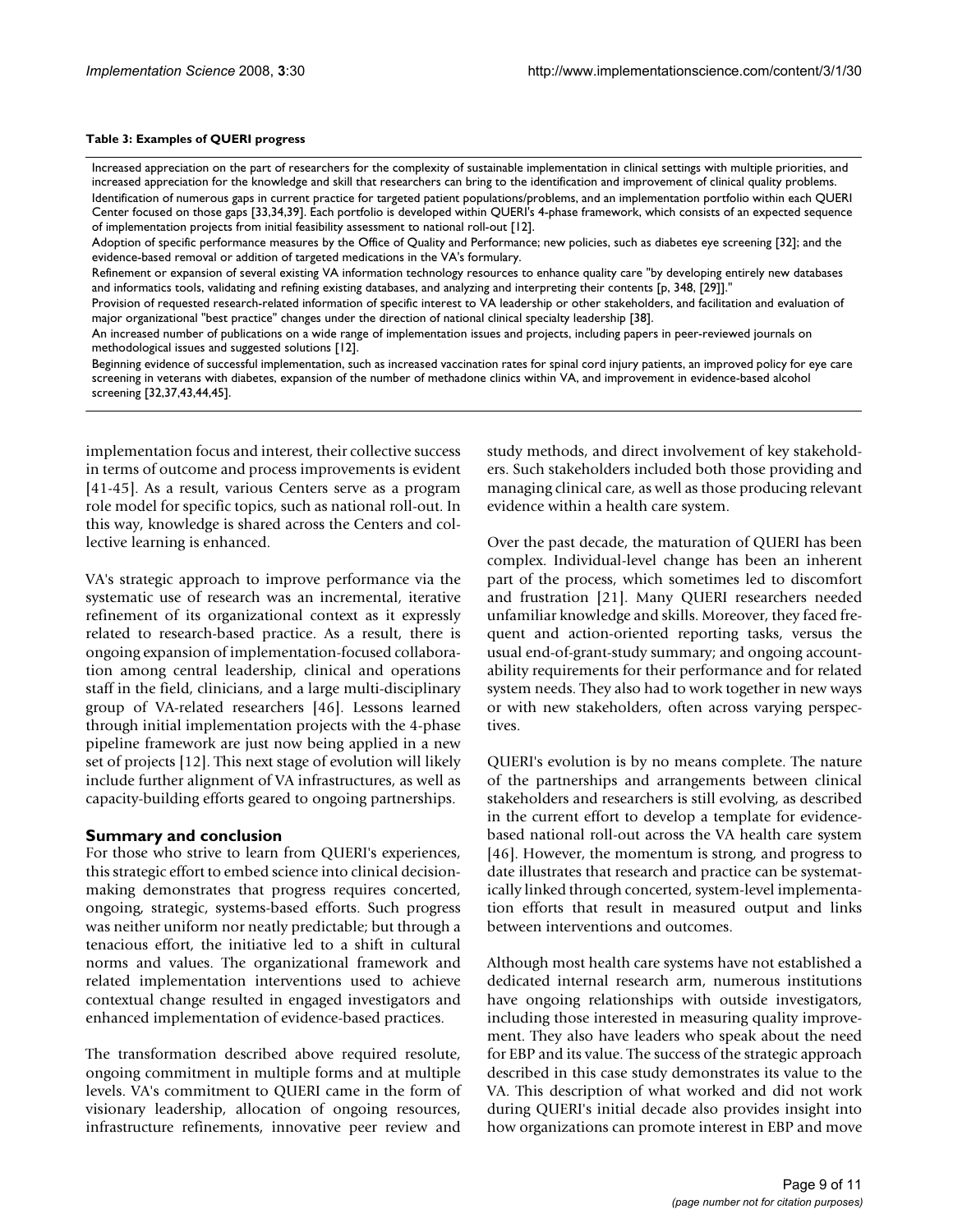**Table 3: Examples of QUERI progress**

| |
|---|
| Increased appreciation on the part of researchers for the complexity of sustainable implementation in clinical settings with multiple priorities, and increased appreciation for the knowledge and skill that researchers can bring to the identification and improvement of clinical quality problems. |
| Identification of numerous gaps in current practice for targeted patient populations/problems, and an implementation portfolio within each QUERI Center focused on those gaps [33,34,39]. Each portfolio is developed within QUERI's 4-phase framework, which consists of an expected sequence of implementation projects from initial feasibility assessment to national roll-out [12]. |
| Adoption of specific performance measures by the Office of Quality and Performance; new policies, such as diabetes eye screening [32]; and the evidence-based removal or addition of targeted medications in the VA's formulary. |
| Refinement or expansion of several existing VA information technology resources to enhance quality care "by developing entirely new databases and informatics tools, validating and refining existing databases, and analyzing and interpreting their contents [p, 348, [29]]." |
| Provision of requested research-related information of specific interest to VA leadership or other stakeholders, and facilitation and evaluation of major organizational "best practice" changes under the direction of national clinical specialty leadership [38]. |
| An increased number of publications on a wide range of implementation issues and projects, including papers in peer-reviewed journals on methodological issues and suggested solutions [12]. |
| Beginning evidence of successful implementation, such as increased vaccination rates for spinal cord injury patients, an improved policy for eye care screening in veterans with diabetes, expansion of the number of methadone clinics within VA, and improvement in evidence-based alcohol screening [32,37,43,44,45]. |

implementation focus and interest, their collective success in terms of outcome and process improvements is evident [41-45]. As a result, various Centers serve as a program role model for specific topics, such as national roll-out. In this way, knowledge is shared across the Centers and collective learning is enhanced.

VA's strategic approach to improve performance via the systematic use of research was an incremental, iterative refinement of its organizational context as it expressly related to research-based practice. As a result, there is ongoing expansion of implementation-focused collaboration among central leadership, clinical and operations staff in the field, clinicians, and a large multi-disciplinary group of VA-related researchers [46]. Lessons learned through initial implementation projects with the 4-phase pipeline framework are just now being applied in a new set of projects [12]. This next stage of evolution will likely include further alignment of VA infrastructures, as well as capacity-building efforts geared to ongoing partnerships.

## Summary and conclusion

For those who strive to learn from QUERI's experiences, this strategic effort to embed science into clinical decision-making demonstrates that progress requires concerted, ongoing, strategic, systems-based efforts. Such progress was neither uniform nor neatly predictable; but through a tenacious effort, the initiative led to a shift in cultural norms and values. The organizational framework and related implementation interventions used to achieve contextual change resulted in engaged investigators and enhanced implementation of evidence-based practices.

The transformation described above required resolute, ongoing commitment in multiple forms and at multiple levels. VA's commitment to QUERI came in the form of visionary leadership, allocation of ongoing resources, infrastructure refinements, innovative peer review and study methods, and direct involvement of key stakeholders. Such stakeholders included both those providing and managing clinical care, as well as those producing relevant evidence within a health care system.

Over the past decade, the maturation of QUERI has been complex. Individual-level change has been an inherent part of the process, which sometimes led to discomfort and frustration [21]. Many QUERI researchers needed unfamiliar knowledge and skills. Moreover, they faced frequent and action-oriented reporting tasks, versus the usual end-of-grant-study summary; and ongoing accountability requirements for their performance and for related system needs. They also had to work together in new ways or with new stakeholders, often across varying perspectives.

QUERI's evolution is by no means complete. The nature of the partnerships and arrangements between clinical stakeholders and researchers is still evolving, as described in the current effort to develop a template for evidence-based national roll-out across the VA health care system [46]. However, the momentum is strong, and progress to date illustrates that research and practice can be systematically linked through concerted, system-level implementation efforts that result in measured output and links between interventions and outcomes.

Although most health care systems have not established a dedicated internal research arm, numerous institutions have ongoing relationships with outside investigators, including those interested in measuring quality improvement. They also have leaders who speak about the need for EBP and its value. The success of the strategic approach described in this case study demonstrates its value to the VA. This description of what worked and did not work during QUERI's initial decade also provides insight into how organizations can promote interest in EBP and move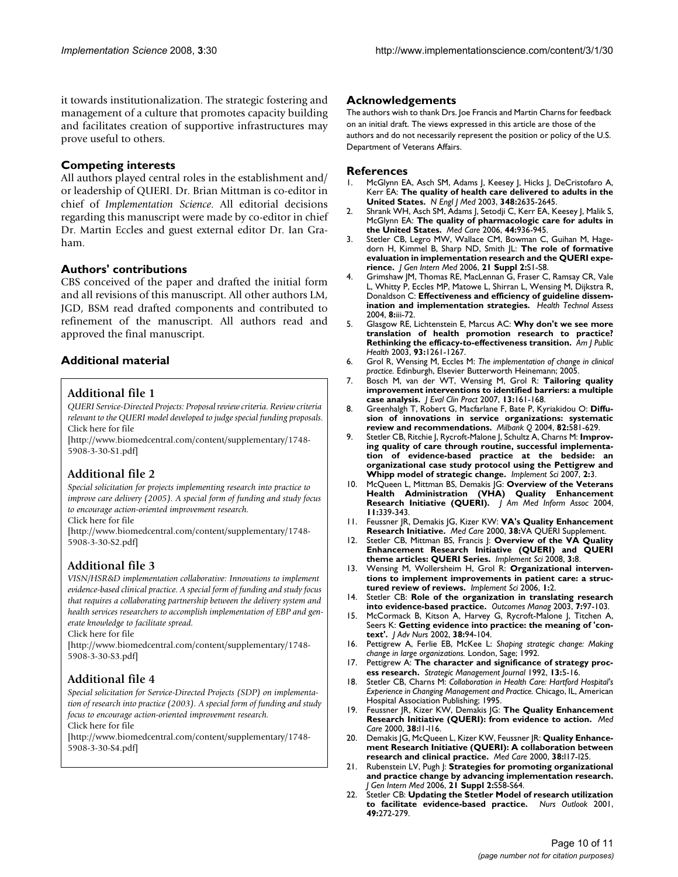it towards institutionalization. The strategic fostering and management of a culture that promotes capacity building and facilitates creation of supportive infrastructures may prove useful to others.

## Competing interests

All authors played central roles in the establishment and/or leadership of QUERI. Dr. Brian Mittman is co-editor in chief of *Implementation Science*. All editorial decisions regarding this manuscript were made by co-editor in chief Dr. Martin Eccles and guest external editor Dr. Ian Graham.

## Authors' contributions

CBS conceived of the paper and drafted the initial form and all revisions of this manuscript. All other authors LM, JGD, BSM read drafted components and contributed to refinement of the manuscript. All authors read and approved the final manuscript.

## Additional material

### Additional file 1

*QUERI Service-Directed Projects: Proposal review criteria. Review criteria relevant to the QUERI model developed to judge special funding proposals.*
Click here for file
[http://www.biomedcentral.com/content/supplementary/1748-5908-3-30-S1.pdf]

### Additional file 2

*Special solicitation for projects implementing research into practice to improve care delivery (2005). A special form of funding and study focus to encourage action-oriented improvement research.*
Click here for file
[http://www.biomedcentral.com/content/supplementary/1748-5908-3-30-S2.pdf]

### Additional file 3

*VISN/HSR&D implementation collaborative: Innovations to implement evidence-based clinical practice. A special form of funding and study focus that requires a collaborating partnership between the delivery system and health services researchers to accomplish implementation of EBP and generate knowledge to facilitate spread.*
Click here for file
[http://www.biomedcentral.com/content/supplementary/1748-5908-3-30-S3.pdf]

### Additional file 4

*Special solicitation for Service-Directed Projects (SDP) on implementation of research into practice (2003). A special form of funding and study focus to encourage action-oriented improvement research.*
Click here for file
[http://www.biomedcentral.com/content/supplementary/1748-5908-3-30-S4.pdf]

## Acknowledgements

The authors wish to thank Drs. Joe Francis and Martin Charns for feedback on an initial draft. The views expressed in this article are those of the authors and do not necessarily represent the position or policy of the U.S. Department of Veterans Affairs.

## References

1. McGlynn EA, Asch SM, Adams J, Keesey J, Hicks J, DeCristofaro A, Kerr EA: **The quality of health care delivered to adults in the United States.** *N Engl J Med* 2003, **348:**2635-2645.
2. Shrank WH, Asch SM, Adams J, Setodji C, Kerr EA, Keesey J, Malik S, McGlynn EA: **The quality of pharmacologic care for adults in the United States.** *Med Care* 2006, **44:**936-945.
3. Stetler CB, Legro MW, Wallace CM, Bowman C, Guihan M, Hagedorn H, Kimmel B, Sharp ND, Smith JL: **The role of formative evaluation in implementation research and the QUERI experience.** *J Gen Intern Med* 2006, **21 Suppl 2:**S1-S8.
4. Grimshaw JM, Thomas RE, MacLennan G, Fraser C, Ramsay CR, Vale L, Whitty P, Eccles MP, Matowe L, Shirran L, Wensing M, Dijkstra R, Donaldson C: **Effectiveness and efficiency of guideline dissemination and implementation strategies.** *Health Technol Assess* 2004, **8:**iii-72.
5. Glasgow RE, Lichtenstein E, Marcus AC: **Why don't we see more translation of health promotion research to practice? Rethinking the efficacy-to-effectiveness transition.** *Am J Public Health* 2003, **93:**1261-1267.
6. Grol R, Wensing M, Eccles M: *The implementation of change in clinical practice.* Edinburgh, Elsevier Butterworth Heinemann; 2005.
7. Bosch M, van der WT, Wensing M, Grol R: **Tailoring quality improvement interventions to identified barriers: a multiple case analysis.** *J Eval Clin Pract* 2007, **13:**161-168.
8. Greenhalgh T, Robert G, Macfarlane F, Bate P, Kyriakidou O: **Diffusion of innovations in service organizations: systematic review and recommendations.** *Milbank Q* 2004, **82:**581-629.
9. Stetler CB, Ritchie J, Rycroft-Malone J, Schultz A, Charns M: **Improving quality of care through routine, successful implementation of evidence-based practice at the bedside: an organizational case study protocol using the Pettigrew and Whipp model of strategic change.** *Implement Sci* 2007, **2:**3.
10. McQueen L, Mittman BS, Demakis JG: **Overview of the Veterans Health Administration (VHA) Quality Enhancement Research Initiative (QUERI).** *J Am Med Inform Assoc* 2004, **11:**339-343.
11. Feussner JR, Demakis JG, Kizer KW: **VA's Quality Enhancement Research Initiative.** *Med Care* 2000, **38:**VA QUERI Supplement.
12. Stetler CB, Mittman BS, Francis J: **Overview of the VA Quality Enhancement Research Initiative (QUERI) and QUERI theme articles: QUERI Series.** *Implement Sci* 2008, **3:**8.
13. Wensing M, Wollersheim H, Grol R: **Organizational interventions to implement improvements in patient care: a structured review of reviews.** *Implement Sci* 2006, **1:**2.
14. Stetler CB: **Role of the organization in translating research into evidence-based practice.** *Outcomes Manag* 2003, **7:**97-103.
15. McCormack B, Kitson A, Harvey G, Rycroft-Malone J, Titchen A, Seers K: **Getting evidence into practice: the meaning of 'context'.** *J Adv Nurs* 2002, **38:**94-104.
16. Pettigrew A, Ferlie EB, McKee L: *Shaping strategic change: Making change in large organizations.* London, Sage; 1992.
17. Pettigrew A: **The character and significance of strategy process research.** *Strategic Management Journal* 1992, **13:**5-16.
18. Stetler CB, Charns M: *Collaboration in Health Care: Hartford Hospital's Experience in Changing Management and Practice.* Chicago, IL, American Hospital Association Publishing; 1995.
19. Feussner JR, Kizer KW, Demakis JG: **The Quality Enhancement Research Initiative (QUERI): from evidence to action.** *Med Care* 2000, **38:**I1-I16.
20. Demakis JG, McQueen L, Kizer KW, Feussner JR: **Quality Enhancement Research Initiative (QUERI): A collaboration between research and clinical practice.** *Med Care* 2000, **38:**I17-I25.
21. Rubenstein LV, Pugh J: **Strategies for promoting organizational and practice change by advancing implementation research.** *J Gen Intern Med* 2006, **21 Suppl 2:**S58-S64.
22. Stetler CB: **Updating the Stetler Model of research utilization to facilitate evidence-based practice.** *Nurs Outlook* 2001, **49:**272-279.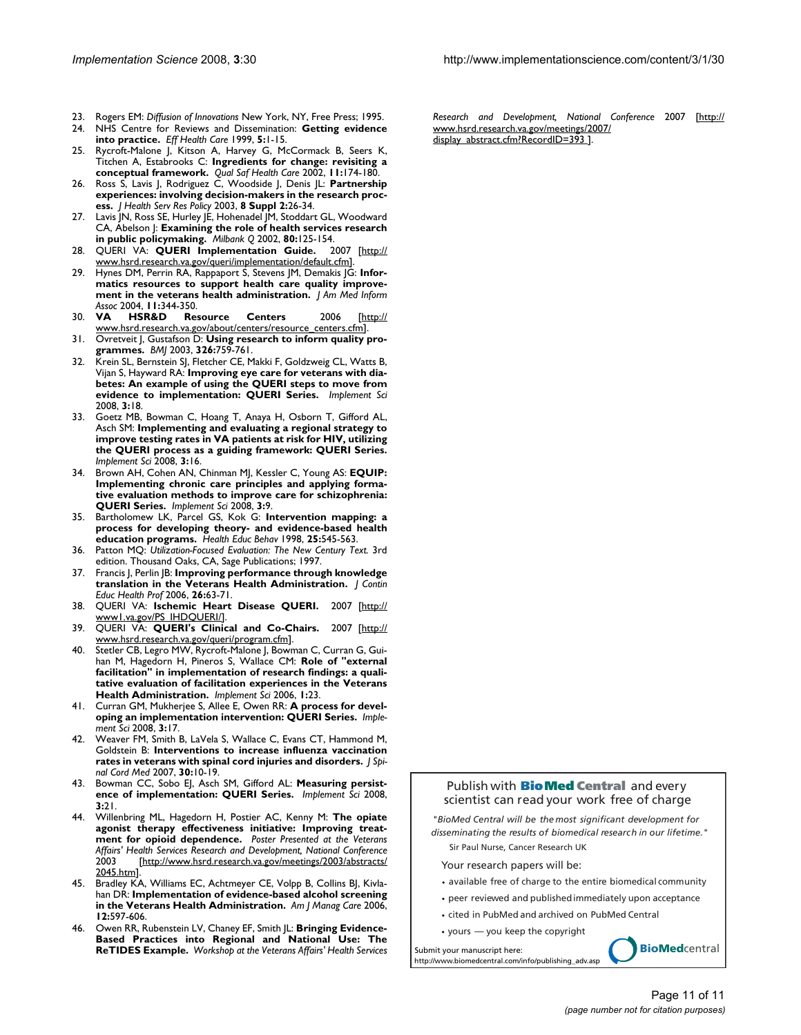23. Rogers EM: *Diffusion of Innovations* New York, NY, Free Press; 1995.
24. NHS Centre for Reviews and Dissemination: **Getting evidence into practice.** *Eff Health Care* 1999, **5:**1-15.
25. Rycroft-Malone J, Kitson A, Harvey G, McCormack B, Seers K, Titchen A, Estabrooks C: **Ingredients for change: revisiting a conceptual framework.** *Qual Saf Health Care* 2002, **11:**174-180.
26. Ross S, Lavis J, Rodriguez C, Woodside J, Denis JL: **Partnership experiences: involving decision-makers in the research process.** *J Health Serv Res Policy* 2003, **8 Suppl 2:**26-34.
27. Lavis JN, Ross SE, Hurley JE, Hohenadel JM, Stoddart GL, Woodward CA, Abelson J: **Examining the role of health services research in public policymaking.** *Milbank Q* 2002, **80:**125-154.
28. QUERI VA: **QUERI Implementation Guide.** 2007 [http://www.hsrd.research.va.gov/queri/implementation/default.cfm].
29. Hynes DM, Perrin RA, Rappaport S, Stevens JM, Demakis JG: **Informatics resources to support health care quality improvement in the veterans health administration.** *J Am Med Inform Assoc* 2004, **11:**344-350.
30. **VA HSR&D Resource Centers** 2006 [http://www.hsrd.research.va.gov/about/centers/resource_centers.cfm].
31. Ovretveit J, Gustafson D: **Using research to inform quality programmes.** *BMJ* 2003, **326:**759-761.
32. Krein SL, Bernstein SJ, Fletcher CE, Makki F, Goldzweig CL, Watts B, Vijan S, Hayward RA: **Improving eye care for veterans with diabetes: An example of using the QUERI steps to move from evidence to implementation: QUERI Series.** *Implement Sci* 2008, **3:**18.
33. Goetz MB, Bowman C, Hoang T, Anaya H, Osborn T, Gifford AL, Asch SM: **Implementing and evaluating a regional strategy to improve testing rates in VA patients at risk for HIV, utilizing the QUERI process as a guiding framework: QUERI Series.** *Implement Sci* 2008, **3:**16.
34. Brown AH, Cohen AN, Chinman MJ, Kessler C, Young AS: **EQUIP: Implementing chronic care principles and applying formative evaluation methods to improve care for schizophrenia: QUERI Series.** *Implement Sci* 2008, **3:**9.
35. Bartholomew LK, Parcel GS, Kok G: **Intervention mapping: a process for developing theory- and evidence-based health education programs.** *Health Educ Behav* 1998, **25:**545-563.
36. Patton MQ: *Utilization-Focused Evaluation: The New Century Text.* 3rd edition. Thousand Oaks, CA, Sage Publications; 1997.
37. Francis J, Perlin JB: **Improving performance through knowledge translation in the Veterans Health Administration.** *J Contin Educ Health Prof* 2006, **26:**63-71.
38. QUERI VA: **Ischemic Heart Disease QUERI.** 2007 [http://www1.va.gov/PS_IHDQUERI/].
39. QUERI VA: **QUERI's Clinical and Co-Chairs.** 2007 [http://www.hsrd.research.va.gov/queri/program.cfm].
40. Stetler CB, Legro MW, Rycroft-Malone J, Bowman C, Curran G, Guihan M, Hagedorn H, Pineros S, Wallace CM: **Role of "external facilitation" in implementation of research findings: a qualitative evaluation of facilitation experiences in the Veterans Health Administration.** *Implement Sci* 2006, **1:**23.
41. Curran GM, Mukherjee S, Allee E, Owen RR: **A process for developing an implementation intervention: QUERI Series.** *Implement Sci* 2008, **3:**17.
42. Weaver FM, Smith B, LaVela S, Wallace C, Evans CT, Hammond M, Goldstein B: **Interventions to increase influenza vaccination rates in veterans with spinal cord injuries and disorders.** *J Spinal Cord Med* 2007, **30:**10-19.
43. Bowman CC, Sobo EJ, Asch SM, Gifford AL: **Measuring persistence of implementation: QUERI Series.** *Implement Sci* 2008, **3:**21.
44. Willenbring ML, Hagedorn H, Postier AC, Kenny M: **The opiate agonist therapy effectiveness initiative: Improving treatment for opioid dependence.** *Poster Presented at the Veterans Affairs' Health Services Research and Development, National Conference* 2003 [http://www.hsrd.research.va.gov/meetings/2003/abstracts/2045.htm].
45. Bradley KA, Williams EC, Achtmeyer CE, Volpp B, Collins BJ, Kivlahan DR: **Implementation of evidence-based alcohol screening in the Veterans Health Administration.** *Am J Manag Care* 2006, **12:**597-606.
46. Owen RR, Rubenstein LV, Chaney EF, Smith JL: **Bringing Evidence-Based Practices into Regional and National Use: The ReTIDES Example.** *Workshop at the Veterans Affairs' Health Services Research and Development, National Conference* 2007 [http://www.hsrd.research.va.gov/meetings/2007/display_abstract.cfm?RecordID=393 ].

Publish with **BioMed Central** and every scientist can read your work free of charge

*"BioMed Central will be the most significant development for disseminating the results of biomedical research in our lifetime."*

Sir Paul Nurse, Cancer Research UK

Your research papers will be:

- available free of charge to the entire biomedical community
- peer reviewed and published immediately upon acceptance
- cited in PubMed and archived on PubMed Central
- yours — you keep the copyright

Submit your manuscript here:
http://www.biomedcentral.com/info/publishing_adv.asp

BioMedcentral